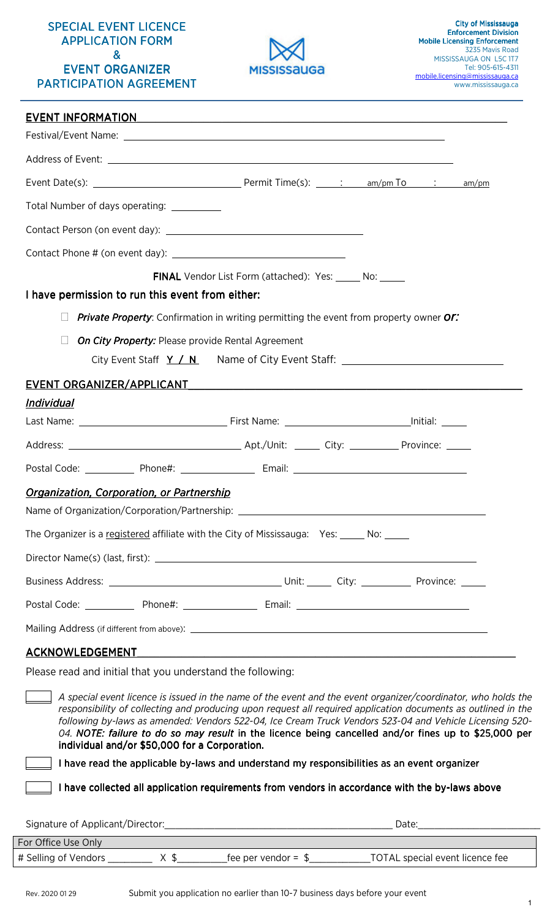# SPECIAL EVENT LICENCE APPLICATION FORM & EVENT ORGANIZER PARTICIPATION AGREEMENT

MISSISSAUGA

**City of Mississauga**
**Enforcement Division**
**Mobile Licensing Enforcement**
3235 Mavis Road
MISSISSAUGA ON L5C 1T7
Tel: 905-615-4311
mobile.licensing@mississauga.ca
www.mississauga.ca

## EVENT INFORMATION

Festival/Event Name: ____________________

Address of Event: ____________________

Event Date(s): ____________________ Permit Time(s): ___:___ am/pm To ___:___ am/pm

Total Number of days operating: ________

Contact Person (on event day): ____________________

Contact Phone # (on event day): ____________________

**FINAL** Vendor List Form (attached): Yes: _____ No: _____

### I have permission to run this event from either:

- ☐ ***Private Property***: Confirmation in writing permitting the event from property owner ***or:***
- ☐ ***On City Property:*** Please provide Rental Agreement

  City Event Staff **Y / N** Name of City Event Staff: ____________________

## EVENT ORGANIZER/APPLICANT

***Individual***

Last Name: ____________________ First Name: ____________________ Initial: _____

Address: ____________________ Apt./Unit: _____ City: _________ Province: _____

Postal Code: _________ Phone#: ____________ Email: ____________________

***Organization, Corporation, or Partnership***

Name of Organization/Corporation/Partnership: ____________________

The Organizer is a registered affiliate with the City of Mississauga: Yes: _____ No: _____

Director Name(s) (last, first): ____________________

Business Address: ____________________ Unit: _____ City: _________ Province: _____

Postal Code: _________ Phone#: ____________ Email: ____________________

Mailing Address (if different from above): ____________________

## ACKNOWLEDGEMENT

Please read and initial that you understand the following:

☐ *A special event licence is issued in the name of the event and the event organizer/coordinator, who holds the responsibility of collecting and producing upon request all required application documents as outlined in the following by-laws as amended: Vendors 522-04, Ice Cream Truck Vendors 523-04 and Vehicle Licensing 520-04.* ***NOTE: failure to do so may result*** **in the licence being cancelled and/or fines up to $25,000 per individual and/or $50,000 for a Corporation.**

☐ **I have read the applicable by-laws and understand my responsibilities as an event organizer**

☐ **I have collected all application requirements from vendors in accordance with the by-laws above**

Signature of Applicant/Director: ____________________ Date: ____________

| For Office Use Only |
|---|
| # Selling of Vendors ________ X $________ fee per vendor = $__________ TOTAL special event licence fee |

Rev. 2020 01 29 Submit you application no earlier than 10-7 business days before your event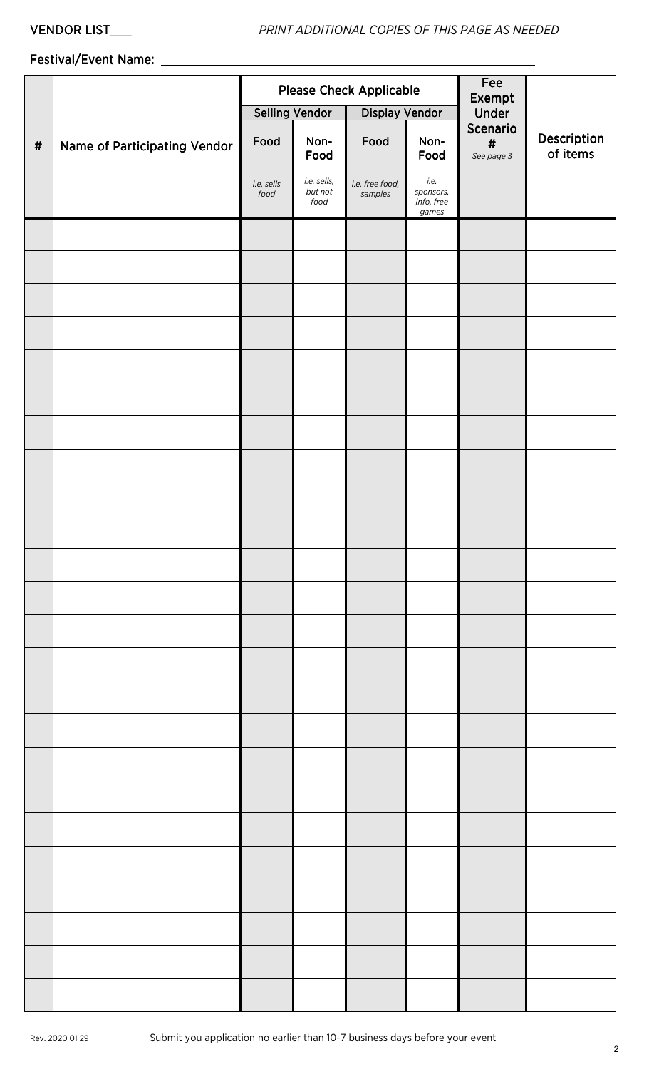**VENDOR LIST** *PRINT ADDITIONAL COPIES OF THIS PAGE AS NEEDED*

**Festival/Event Name:** ______________________________

| # | Name of Participating Vendor | Please Check Applicable | | | | Fee Exempt Under Scenario # *See page 3* | Description of items |
|---|---|---|---|---|---|---|---|
| | | Selling Vendor | | Display Vendor | | | |
| | | Food *i.e. sells food* | Non-Food *i.e. sells, but not food* | Food *i.e. free food, samples* | Non-Food *i.e. sponsors, info, free games* | | |
| | | | | | | | |
| | | | | | | | |
| | | | | | | | |
| | | | | | | | |
| | | | | | | | |
| | | | | | | | |
| | | | | | | | |
| | | | | | | | |
| | | | | | | | |
| | | | | | | | |
| | | | | | | | |
| | | | | | | | |
| | | | | | | | |
| | | | | | | | |
| | | | | | | | |
| | | | | | | | |
| | | | | | | | |
| | | | | | | | |
| | | | | | | | |
| | | | | | | | |
| | | | | | | | |
| | | | | | | | |
| | | | | | | | |
| | | | | | | | |

Rev. 2020 01 29

Submit you application no earlier than 10-7 business days before your event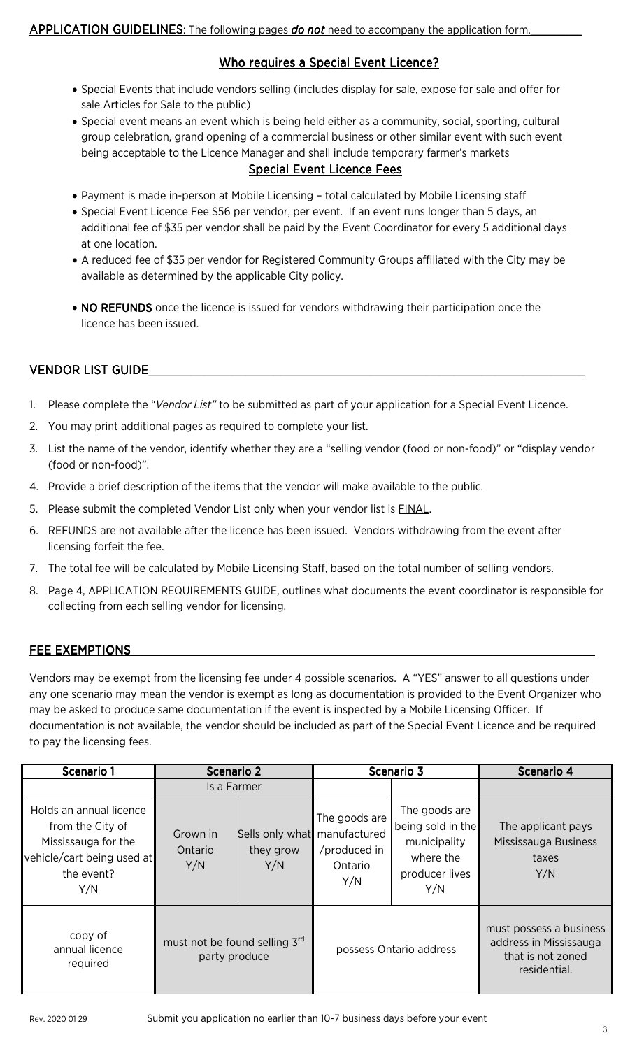**APPLICATION GUIDELINES**: The following pages ***do not*** need to accompany the application form.

## Who requires a Special Event Licence?

- Special Events that include vendors selling (includes display for sale, expose for sale and offer for sale Articles for Sale to the public)
- Special event means an event which is being held either as a community, social, sporting, cultural group celebration, grand opening of a commercial business or other similar event with such event being acceptable to the Licence Manager and shall include temporary farmer's markets

## Special Event Licence Fees

- Payment is made in-person at Mobile Licensing – total calculated by Mobile Licensing staff
- Special Event Licence Fee $56 per vendor, per event. If an event runs longer than 5 days, an additional fee of $35 per vendor shall be paid by the Event Coordinator for every 5 additional days at one location.
- A reduced fee of $35 per vendor for Registered Community Groups affiliated with the City may be available as determined by the applicable City policy.
- **NO REFUNDS** once the licence is issued for vendors withdrawing their participation once the licence has been issued.

## VENDOR LIST GUIDE

1. Please complete the "*Vendor List"* to be submitted as part of your application for a Special Event Licence.
2. You may print additional pages as required to complete your list.
3. List the name of the vendor, identify whether they are a "selling vendor (food or non-food)" or "display vendor (food or non-food)".
4. Provide a brief description of the items that the vendor will make available to the public.
5. Please submit the completed Vendor List only when your vendor list is FINAL.
6. REFUNDS are not available after the licence has been issued. Vendors withdrawing from the event after licensing forfeit the fee.
7. The total fee will be calculated by Mobile Licensing Staff, based on the total number of selling vendors.
8. Page 4, APPLICATION REQUIREMENTS GUIDE, outlines what documents the event coordinator is responsible for collecting from each selling vendor for licensing.

## FEE EXEMPTIONS

Vendors may be exempt from the licensing fee under 4 possible scenarios. A "YES" answer to all questions under any one scenario may mean the vendor is exempt as long as documentation is provided to the Event Organizer who may be asked to produce same documentation if the event is inspected by a Mobile Licensing Officer. If documentation is not available, the vendor should be included as part of the Special Event Licence and be required to pay the licensing fees.

| Scenario 1 | Scenario 2 | | Scenario 3 | | Scenario 4 |
|---|---|---|---|---|---|
| | Is a Farmer | | | | |
| Holds an annual licence from the City of Mississauga for the vehicle/cart being used at the event? Y/N | Grown in Ontario Y/N | Sells only what they grow Y/N | The goods are manufactured /produced in Ontario Y/N | The goods are being sold in the municipality where the producer lives Y/N | The applicant pays Mississauga Business taxes Y/N |
| copy of annual licence required | must not be found selling 3rd party produce | | possess Ontario address | | must possess a business address in Mississauga that is not zoned residential. |

Rev. 2020 01 29 Submit you application no earlier than 10-7 business days before your event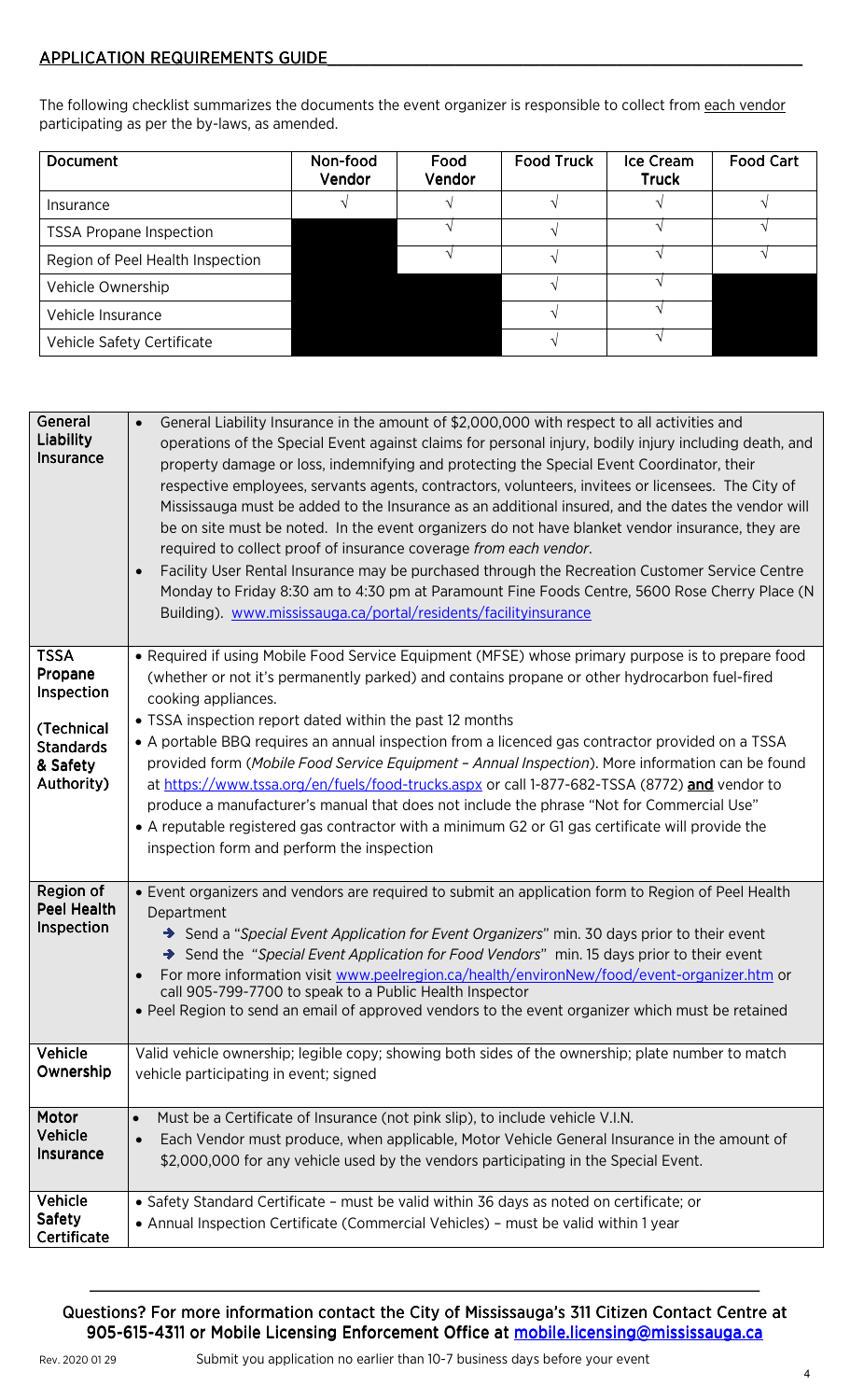## APPLICATION REQUIREMENTS GUIDE

The following checklist summarizes the documents the event organizer is responsible to collect from each vendor participating as per the by-laws, as amended.

| Document | Non-food Vendor | Food Vendor | Food Truck | Ice Cream Truck | Food Cart |
|---|---|---|---|---|---|
| Insurance | √ | √ | √ | √ | √ |
| TSSA Propane Inspection | | √ | √ | √ | √ |
| Region of Peel Health Inspection | | √ | √ | √ | √ |
| Vehicle Ownership | | | √ | √ | |
| Vehicle Insurance | | | √ | √ | |
| Vehicle Safety Certificate | | | √ | √ | |

| | |
|---|---|
| **General Liability Insurance** | • General Liability Insurance in the amount of $2,000,000 with respect to all activities and operations of the Special Event against claims for personal injury, bodily injury including death, and property damage or loss, indemnifying and protecting the Special Event Coordinator, their respective employees, servants agents, contractors, volunteers, invitees or licensees. The City of Mississauga must be added to the Insurance as an additional insured, and the dates the vendor will be on site must be noted. In the event organizers do not have blanket vendor insurance, they are required to collect proof of insurance coverage *from each vendor*.<br>• Facility User Rental Insurance may be purchased through the Recreation Customer Service Centre Monday to Friday 8:30 am to 4:30 pm at Paramount Fine Foods Centre, 5600 Rose Cherry Place (N Building). www.mississauga.ca/portal/residents/facilityinsurance |
| **TSSA Propane Inspection (Technical Standards & Safety Authority)** | • Required if using Mobile Food Service Equipment (MFSE) whose primary purpose is to prepare food (whether or not it's permanently parked) and contains propane or other hydrocarbon fuel-fired cooking appliances.<br>• TSSA inspection report dated within the past 12 months<br>• A portable BBQ requires an annual inspection from a licenced gas contractor provided on a TSSA provided form (*Mobile Food Service Equipment – Annual Inspection*). More information can be found at https://www.tssa.org/en/fuels/food-trucks.aspx or call 1-877-682-TSSA (8772) **and** vendor to produce a manufacturer's manual that does not include the phrase "Not for Commercial Use"<br>• A reputable registered gas contractor with a minimum G2 or G1 gas certificate will provide the inspection form and perform the inspection |
| **Region of Peel Health Inspection** | • Event organizers and vendors are required to submit an application form to Region of Peel Health Department<br>➔ Send a "*Special Event Application for Event Organizers*" min. 30 days prior to their event<br>➔ Send the "*Special Event Application for Food Vendors*" min. 15 days prior to their event<br>• For more information visit www.peelregion.ca/health/environNew/food/event-organizer.htm or call 905-799-7700 to speak to a Public Health Inspector<br>• Peel Region to send an email of approved vendors to the event organizer which must be retained |
| **Vehicle Ownership** | Valid vehicle ownership; legible copy; showing both sides of the ownership; plate number to match vehicle participating in event; signed |
| **Motor Vehicle Insurance** | • Must be a Certificate of Insurance (not pink slip), to include vehicle V.I.N.<br>• Each Vendor must produce, when applicable, Motor Vehicle General Insurance in the amount of $2,000,000 for any vehicle used by the vendors participating in the Special Event. |
| **Vehicle Safety Certificate** | • Safety Standard Certificate – must be valid within 36 days as noted on certificate; or<br>• Annual Inspection Certificate (Commercial Vehicles) – must be valid within 1 year |

**Questions? For more information contact the City of Mississauga's 311 Citizen Contact Centre at 905-615-4311 or Mobile Licensing Enforcement Office at mobile.licensing@mississauga.ca**

Rev. 2020 01 29 Submit you application no earlier than 10-7 business days before your event